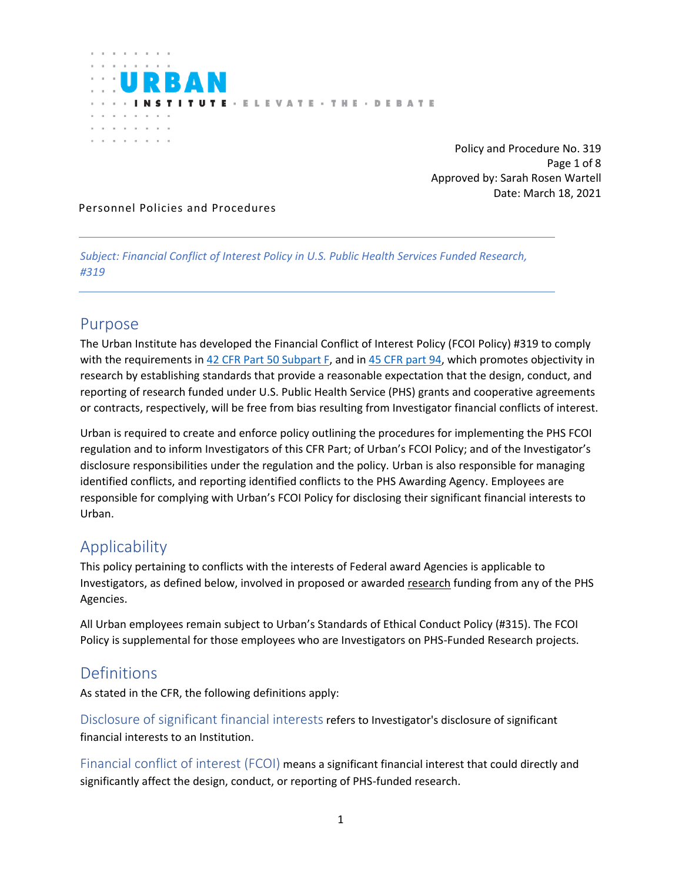URBAN INSTITUTE · ELEVATE · THE · DEBATE

Policy and Procedure No. 319
Approved by: Sarah Rosen Wartell
Date: March 18, 2021

Personnel Policies and Procedures

*Subject: Financial Conflict of Interest Policy in U.S. Public Health Services Funded Research, #319*

## Purpose

The Urban Institute has developed the Financial Conflict of Interest Policy (FCOI Policy) #319 to comply with the requirements in 42 CFR Part 50 Subpart F, and in 45 CFR part 94, which promotes objectivity in research by establishing standards that provide a reasonable expectation that the design, conduct, and reporting of research funded under U.S. Public Health Service (PHS) grants and cooperative agreements or contracts, respectively, will be free from bias resulting from Investigator financial conflicts of interest.

Urban is required to create and enforce policy outlining the procedures for implementing the PHS FCOI regulation and to inform Investigators of this CFR Part; of Urban's FCOI Policy; and of the Investigator's disclosure responsibilities under the regulation and the policy. Urban is also responsible for managing identified conflicts, and reporting identified conflicts to the PHS Awarding Agency. Employees are responsible for complying with Urban's FCOI Policy for disclosing their significant financial interests to Urban.

## Applicability

This policy pertaining to conflicts with the interests of Federal award Agencies is applicable to Investigators, as defined below, involved in proposed or awarded research funding from any of the PHS Agencies.

All Urban employees remain subject to Urban's Standards of Ethical Conduct Policy (#315). The FCOI Policy is supplemental for those employees who are Investigators on PHS-Funded Research projects.

## Definitions

As stated in the CFR, the following definitions apply:

**Disclosure of significant financial interests** refers to Investigator's disclosure of significant financial interests to an Institution.

**Financial conflict of interest (FCOI)** means a significant financial interest that could directly and significantly affect the design, conduct, or reporting of PHS-funded research.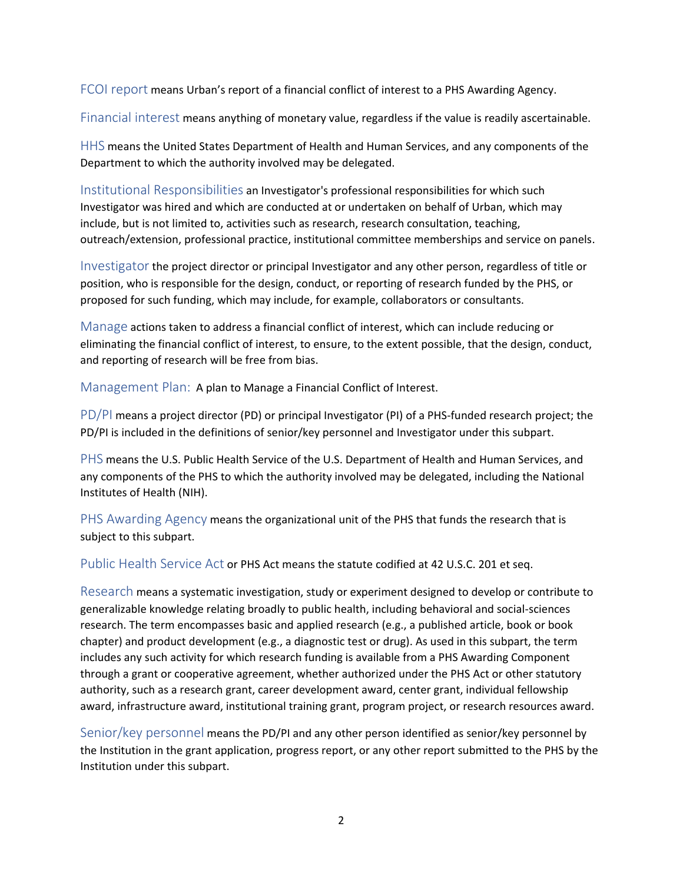FCOI report means Urban's report of a financial conflict of interest to a PHS Awarding Agency.

Financial interest means anything of monetary value, regardless if the value is readily ascertainable.

HHS means the United States Department of Health and Human Services, and any components of the Department to which the authority involved may be delegated.

Institutional Responsibilities an Investigator's professional responsibilities for which such Investigator was hired and which are conducted at or undertaken on behalf of Urban, which may include, but is not limited to, activities such as research, research consultation, teaching, outreach/extension, professional practice, institutional committee memberships and service on panels.

Investigator the project director or principal Investigator and any other person, regardless of title or position, who is responsible for the design, conduct, or reporting of research funded by the PHS, or proposed for such funding, which may include, for example, collaborators or consultants.

Manage actions taken to address a financial conflict of interest, which can include reducing or eliminating the financial conflict of interest, to ensure, to the extent possible, that the design, conduct, and reporting of research will be free from bias.

Management Plan: A plan to Manage a Financial Conflict of Interest.

PD/PI means a project director (PD) or principal Investigator (PI) of a PHS-funded research project; the PD/PI is included in the definitions of senior/key personnel and Investigator under this subpart.

PHS means the U.S. Public Health Service of the U.S. Department of Health and Human Services, and any components of the PHS to which the authority involved may be delegated, including the National Institutes of Health (NIH).

PHS Awarding Agency means the organizational unit of the PHS that funds the research that is subject to this subpart.

Public Health Service Act or PHS Act means the statute codified at 42 U.S.C. 201 et seq.

Research means a systematic investigation, study or experiment designed to develop or contribute to generalizable knowledge relating broadly to public health, including behavioral and social-sciences research. The term encompasses basic and applied research (e.g., a published article, book or book chapter) and product development (e.g., a diagnostic test or drug). As used in this subpart, the term includes any such activity for which research funding is available from a PHS Awarding Component through a grant or cooperative agreement, whether authorized under the PHS Act or other statutory authority, such as a research grant, career development award, center grant, individual fellowship award, infrastructure award, institutional training grant, program project, or research resources award.

Senior/key personnel means the PD/PI and any other person identified as senior/key personnel by the Institution in the grant application, progress report, or any other report submitted to the PHS by the Institution under this subpart.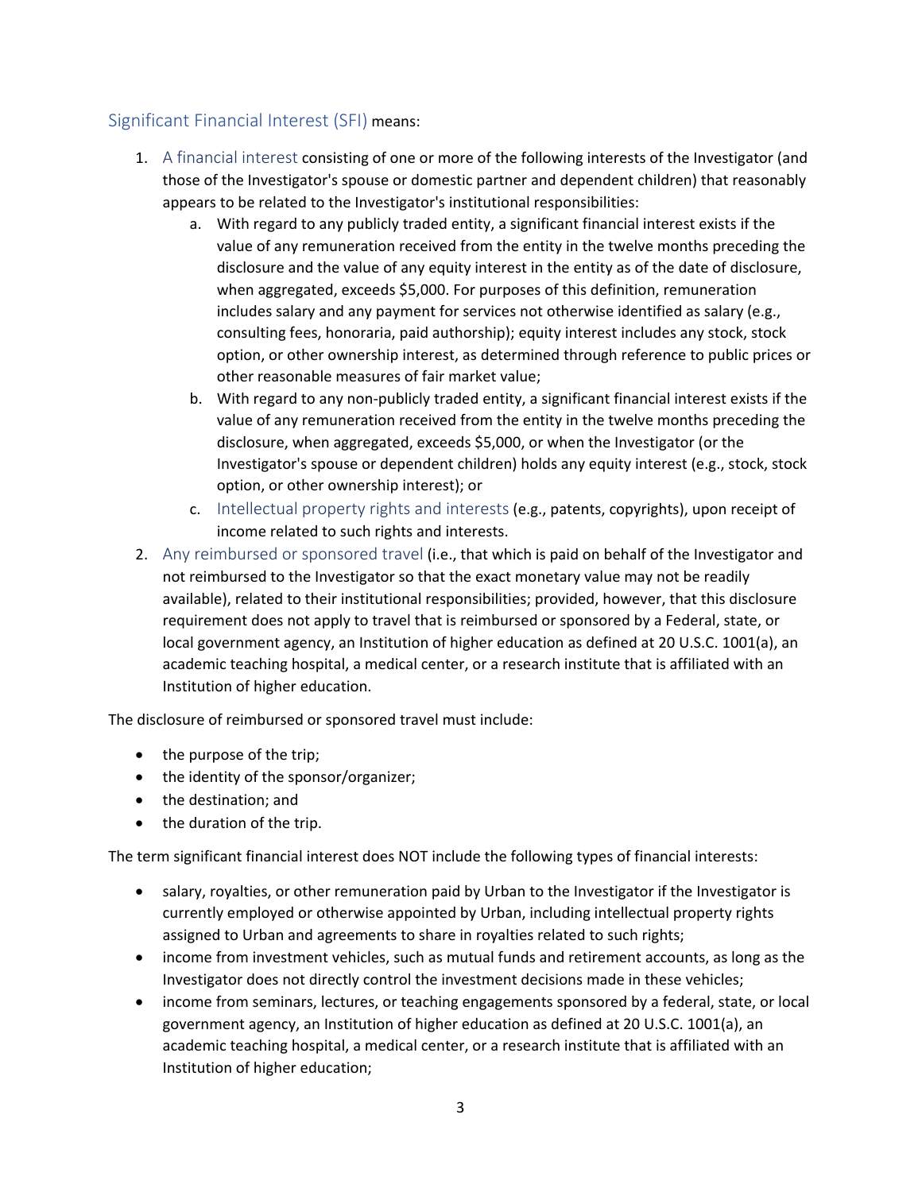## Significant Financial Interest (SFI) means:

1. A financial interest consisting of one or more of the following interests of the Investigator (and those of the Investigator's spouse or domestic partner and dependent children) that reasonably appears to be related to the Investigator's institutional responsibilities:
    a. With regard to any publicly traded entity, a significant financial interest exists if the value of any remuneration received from the entity in the twelve months preceding the disclosure and the value of any equity interest in the entity as of the date of disclosure, when aggregated, exceeds $5,000. For purposes of this definition, remuneration includes salary and any payment for services not otherwise identified as salary (e.g., consulting fees, honoraria, paid authorship); equity interest includes any stock, stock option, or other ownership interest, as determined through reference to public prices or other reasonable measures of fair market value;
    b. With regard to any non-publicly traded entity, a significant financial interest exists if the value of any remuneration received from the entity in the twelve months preceding the disclosure, when aggregated, exceeds $5,000, or when the Investigator (or the Investigator's spouse or dependent children) holds any equity interest (e.g., stock, stock option, or other ownership interest); or
    c. Intellectual property rights and interests (e.g., patents, copyrights), upon receipt of income related to such rights and interests.
2. Any reimbursed or sponsored travel (i.e., that which is paid on behalf of the Investigator and not reimbursed to the Investigator so that the exact monetary value may not be readily available), related to their institutional responsibilities; provided, however, that this disclosure requirement does not apply to travel that is reimbursed or sponsored by a Federal, state, or local government agency, an Institution of higher education as defined at 20 U.S.C. 1001(a), an academic teaching hospital, a medical center, or a research institute that is affiliated with an Institution of higher education.

The disclosure of reimbursed or sponsored travel must include:

- the purpose of the trip;
- the identity of the sponsor/organizer;
- the destination; and
- the duration of the trip.

The term significant financial interest does NOT include the following types of financial interests:

- salary, royalties, or other remuneration paid by Urban to the Investigator if the Investigator is currently employed or otherwise appointed by Urban, including intellectual property rights assigned to Urban and agreements to share in royalties related to such rights;
- income from investment vehicles, such as mutual funds and retirement accounts, as long as the Investigator does not directly control the investment decisions made in these vehicles;
- income from seminars, lectures, or teaching engagements sponsored by a federal, state, or local government agency, an Institution of higher education as defined at 20 U.S.C. 1001(a), an academic teaching hospital, a medical center, or a research institute that is affiliated with an Institution of higher education;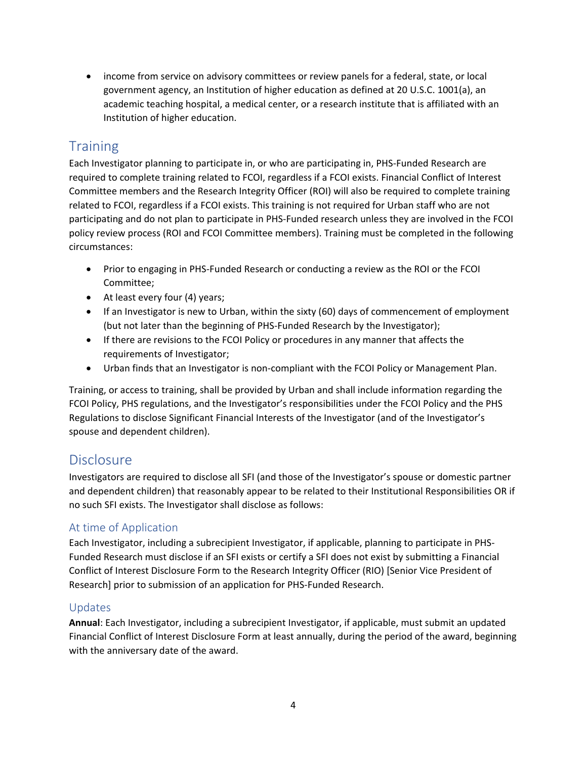- income from service on advisory committees or review panels for a federal, state, or local government agency, an Institution of higher education as defined at 20 U.S.C. 1001(a), an academic teaching hospital, a medical center, or a research institute that is affiliated with an Institution of higher education.

## Training

Each Investigator planning to participate in, or who are participating in, PHS-Funded Research are required to complete training related to FCOI, regardless if a FCOI exists. Financial Conflict of Interest Committee members and the Research Integrity Officer (ROI) will also be required to complete training related to FCOI, regardless if a FCOI exists. This training is not required for Urban staff who are not participating and do not plan to participate in PHS-Funded research unless they are involved in the FCOI policy review process (ROI and FCOI Committee members). Training must be completed in the following circumstances:

- Prior to engaging in PHS-Funded Research or conducting a review as the ROI or the FCOI Committee;
- At least every four (4) years;
- If an Investigator is new to Urban, within the sixty (60) days of commencement of employment (but not later than the beginning of PHS-Funded Research by the Investigator);
- If there are revisions to the FCOI Policy or procedures in any manner that affects the requirements of Investigator;
- Urban finds that an Investigator is non-compliant with the FCOI Policy or Management Plan.

Training, or access to training, shall be provided by Urban and shall include information regarding the FCOI Policy, PHS regulations, and the Investigator's responsibilities under the FCOI Policy and the PHS Regulations to disclose Significant Financial Interests of the Investigator (and of the Investigator's spouse and dependent children).

## Disclosure

Investigators are required to disclose all SFI (and those of the Investigator's spouse or domestic partner and dependent children) that reasonably appear to be related to their Institutional Responsibilities OR if no such SFI exists. The Investigator shall disclose as follows:

### At time of Application

Each Investigator, including a subrecipient Investigator, if applicable, planning to participate in PHS-Funded Research must disclose if an SFI exists or certify a SFI does not exist by submitting a Financial Conflict of Interest Disclosure Form to the Research Integrity Officer (RIO) [Senior Vice President of Research] prior to submission of an application for PHS-Funded Research.

### Updates

**Annual**: Each Investigator, including a subrecipient Investigator, if applicable, must submit an updated Financial Conflict of Interest Disclosure Form at least annually, during the period of the award, beginning with the anniversary date of the award.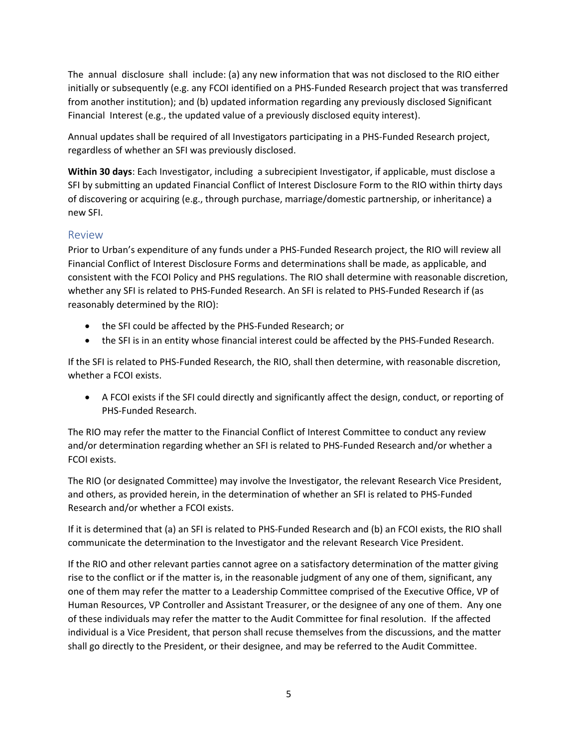The annual disclosure shall include: (a) any new information that was not disclosed to the RIO either initially or subsequently (e.g. any FCOI identified on a PHS-Funded Research project that was transferred from another institution); and (b) updated information regarding any previously disclosed Significant Financial Interest (e.g., the updated value of a previously disclosed equity interest).

Annual updates shall be required of all Investigators participating in a PHS-Funded Research project, regardless of whether an SFI was previously disclosed.

**Within 30 days**: Each Investigator, including a subrecipient Investigator, if applicable, must disclose a SFI by submitting an updated Financial Conflict of Interest Disclosure Form to the RIO within thirty days of discovering or acquiring (e.g., through purchase, marriage/domestic partnership, or inheritance) a new SFI.

## Review

Prior to Urban's expenditure of any funds under a PHS-Funded Research project, the RIO will review all Financial Conflict of Interest Disclosure Forms and determinations shall be made, as applicable, and consistent with the FCOI Policy and PHS regulations. The RIO shall determine with reasonable discretion, whether any SFI is related to PHS-Funded Research. An SFI is related to PHS-Funded Research if (as reasonably determined by the RIO):

- the SFI could be affected by the PHS-Funded Research; or
- the SFI is in an entity whose financial interest could be affected by the PHS-Funded Research.

If the SFI is related to PHS-Funded Research, the RIO, shall then determine, with reasonable discretion, whether a FCOI exists.

- A FCOI exists if the SFI could directly and significantly affect the design, conduct, or reporting of PHS-Funded Research.

The RIO may refer the matter to the Financial Conflict of Interest Committee to conduct any review and/or determination regarding whether an SFI is related to PHS-Funded Research and/or whether a FCOI exists.

The RIO (or designated Committee) may involve the Investigator, the relevant Research Vice President, and others, as provided herein, in the determination of whether an SFI is related to PHS-Funded Research and/or whether a FCOI exists.

If it is determined that (a) an SFI is related to PHS-Funded Research and (b) an FCOI exists, the RIO shall communicate the determination to the Investigator and the relevant Research Vice President.

If the RIO and other relevant parties cannot agree on a satisfactory determination of the matter giving rise to the conflict or if the matter is, in the reasonable judgment of any one of them, significant, any one of them may refer the matter to a Leadership Committee comprised of the Executive Office, VP of Human Resources, VP Controller and Assistant Treasurer, or the designee of any one of them. Any one of these individuals may refer the matter to the Audit Committee for final resolution. If the affected individual is a Vice President, that person shall recuse themselves from the discussions, and the matter shall go directly to the President, or their designee, and may be referred to the Audit Committee.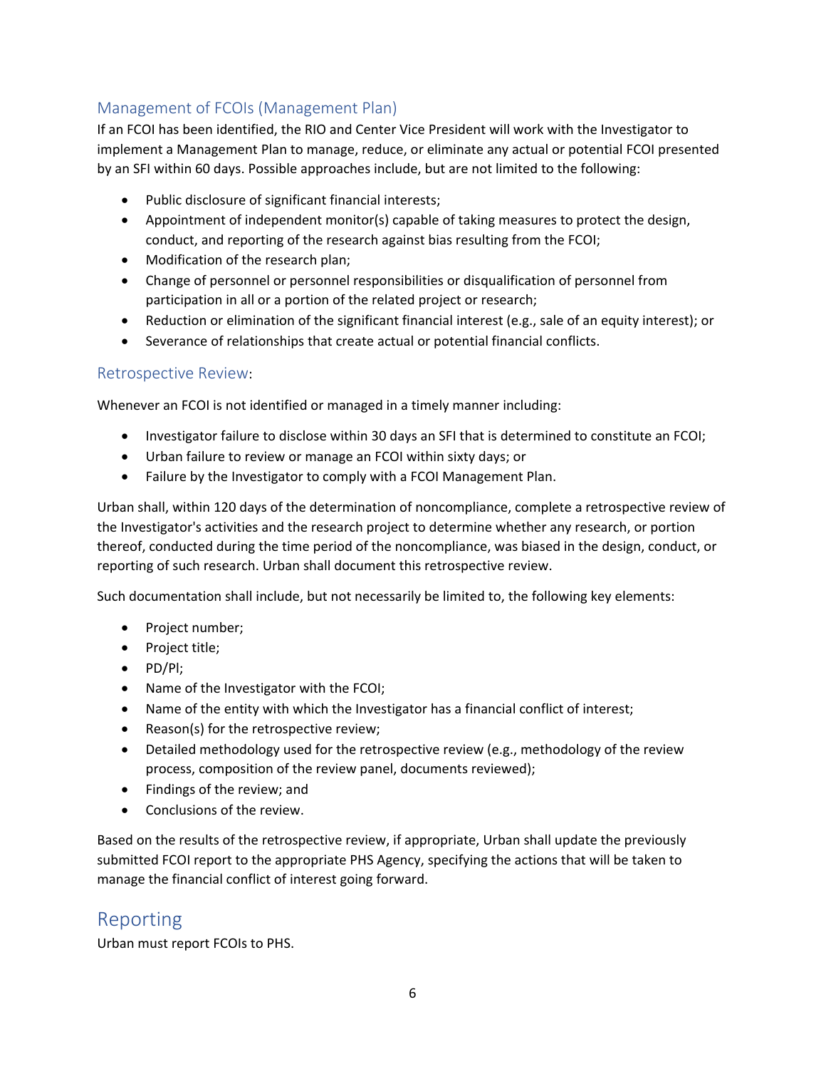### Management of FCOIs (Management Plan)

If an FCOI has been identified, the RIO and Center Vice President will work with the Investigator to implement a Management Plan to manage, reduce, or eliminate any actual or potential FCOI presented by an SFI within 60 days. Possible approaches include, but are not limited to the following:

- Public disclosure of significant financial interests;
- Appointment of independent monitor(s) capable of taking measures to protect the design, conduct, and reporting of the research against bias resulting from the FCOI;
- Modification of the research plan;
- Change of personnel or personnel responsibilities or disqualification of personnel from participation in all or a portion of the related project or research;
- Reduction or elimination of the significant financial interest (e.g., sale of an equity interest); or
- Severance of relationships that create actual or potential financial conflicts.

### Retrospective Review:

Whenever an FCOI is not identified or managed in a timely manner including:

- Investigator failure to disclose within 30 days an SFI that is determined to constitute an FCOI;
- Urban failure to review or manage an FCOI within sixty days; or
- Failure by the Investigator to comply with a FCOI Management Plan.

Urban shall, within 120 days of the determination of noncompliance, complete a retrospective review of the Investigator's activities and the research project to determine whether any research, or portion thereof, conducted during the time period of the noncompliance, was biased in the design, conduct, or reporting of such research. Urban shall document this retrospective review.

Such documentation shall include, but not necessarily be limited to, the following key elements:

- Project number;
- Project title;
- PD/PI;
- Name of the Investigator with the FCOI;
- Name of the entity with which the Investigator has a financial conflict of interest;
- Reason(s) for the retrospective review;
- Detailed methodology used for the retrospective review (e.g., methodology of the review process, composition of the review panel, documents reviewed);
- Findings of the review; and
- Conclusions of the review.

Based on the results of the retrospective review, if appropriate, Urban shall update the previously submitted FCOI report to the appropriate PHS Agency, specifying the actions that will be taken to manage the financial conflict of interest going forward.

## Reporting

Urban must report FCOIs to PHS.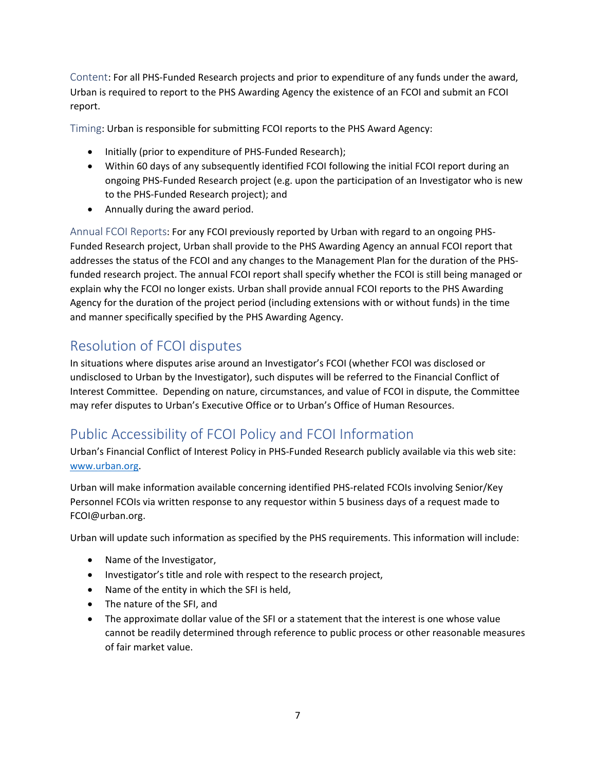Content: For all PHS-Funded Research projects and prior to expenditure of any funds under the award, Urban is required to report to the PHS Awarding Agency the existence of an FCOI and submit an FCOI report.

Timing: Urban is responsible for submitting FCOI reports to the PHS Award Agency:

- Initially (prior to expenditure of PHS-Funded Research);
- Within 60 days of any subsequently identified FCOI following the initial FCOI report during an ongoing PHS-Funded Research project (e.g. upon the participation of an Investigator who is new to the PHS-Funded Research project); and
- Annually during the award period.

Annual FCOI Reports: For any FCOI previously reported by Urban with regard to an ongoing PHS-Funded Research project, Urban shall provide to the PHS Awarding Agency an annual FCOI report that addresses the status of the FCOI and any changes to the Management Plan for the duration of the PHS-funded research project. The annual FCOI report shall specify whether the FCOI is still being managed or explain why the FCOI no longer exists. Urban shall provide annual FCOI reports to the PHS Awarding Agency for the duration of the project period (including extensions with or without funds) in the time and manner specifically specified by the PHS Awarding Agency.

## Resolution of FCOI disputes

In situations where disputes arise around an Investigator's FCOI (whether FCOI was disclosed or undisclosed to Urban by the Investigator), such disputes will be referred to the Financial Conflict of Interest Committee. Depending on nature, circumstances, and value of FCOI in dispute, the Committee may refer disputes to Urban's Executive Office or to Urban's Office of Human Resources.

## Public Accessibility of FCOI Policy and FCOI Information

Urban's Financial Conflict of Interest Policy in PHS-Funded Research publicly available via this web site: www.urban.org.

Urban will make information available concerning identified PHS-related FCOIs involving Senior/Key Personnel FCOIs via written response to any requestor within 5 business days of a request made to FCOI@urban.org.

Urban will update such information as specified by the PHS requirements. This information will include:

- Name of the Investigator,
- Investigator's title and role with respect to the research project,
- Name of the entity in which the SFI is held,
- The nature of the SFI, and
- The approximate dollar value of the SFI or a statement that the interest is one whose value cannot be readily determined through reference to public process or other reasonable measures of fair market value.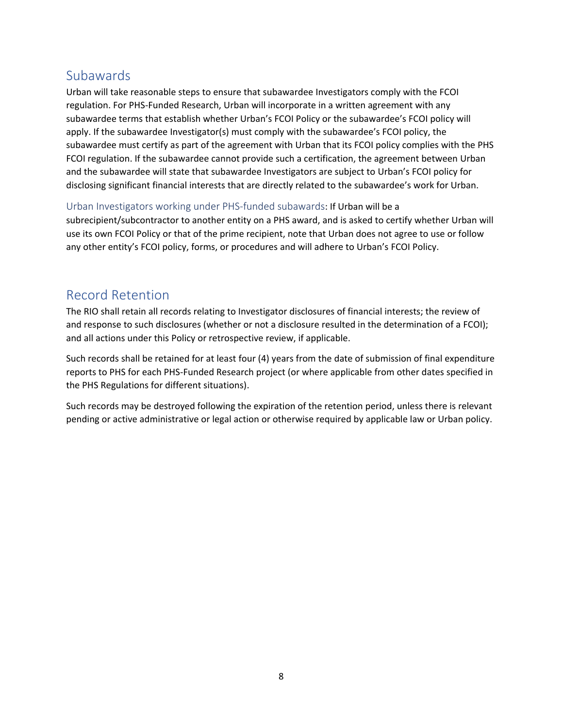## Subawards

Urban will take reasonable steps to ensure that subawardee Investigators comply with the FCOI regulation. For PHS-Funded Research, Urban will incorporate in a written agreement with any subawardee terms that establish whether Urban's FCOI Policy or the subawardee's FCOI policy will apply. If the subawardee Investigator(s) must comply with the subawardee's FCOI policy, the subawardee must certify as part of the agreement with Urban that its FCOI policy complies with the PHS FCOI regulation. If the subawardee cannot provide such a certification, the agreement between Urban and the subawardee will state that subawardee Investigators are subject to Urban's FCOI policy for disclosing significant financial interests that are directly related to the subawardee's work for Urban.

### Urban Investigators working under PHS-funded subawards

If Urban will be a subrecipient/subcontractor to another entity on a PHS award, and is asked to certify whether Urban will use its own FCOI Policy or that of the prime recipient, note that Urban does not agree to use or follow any other entity's FCOI policy, forms, or procedures and will adhere to Urban's FCOI Policy.

## Record Retention

The RIO shall retain all records relating to Investigator disclosures of financial interests; the review of and response to such disclosures (whether or not a disclosure resulted in the determination of a FCOI); and all actions under this Policy or retrospective review, if applicable.

Such records shall be retained for at least four (4) years from the date of submission of final expenditure reports to PHS for each PHS-Funded Research project (or where applicable from other dates specified in the PHS Regulations for different situations).

Such records may be destroyed following the expiration of the retention period, unless there is relevant pending or active administrative or legal action or otherwise required by applicable law or Urban policy.